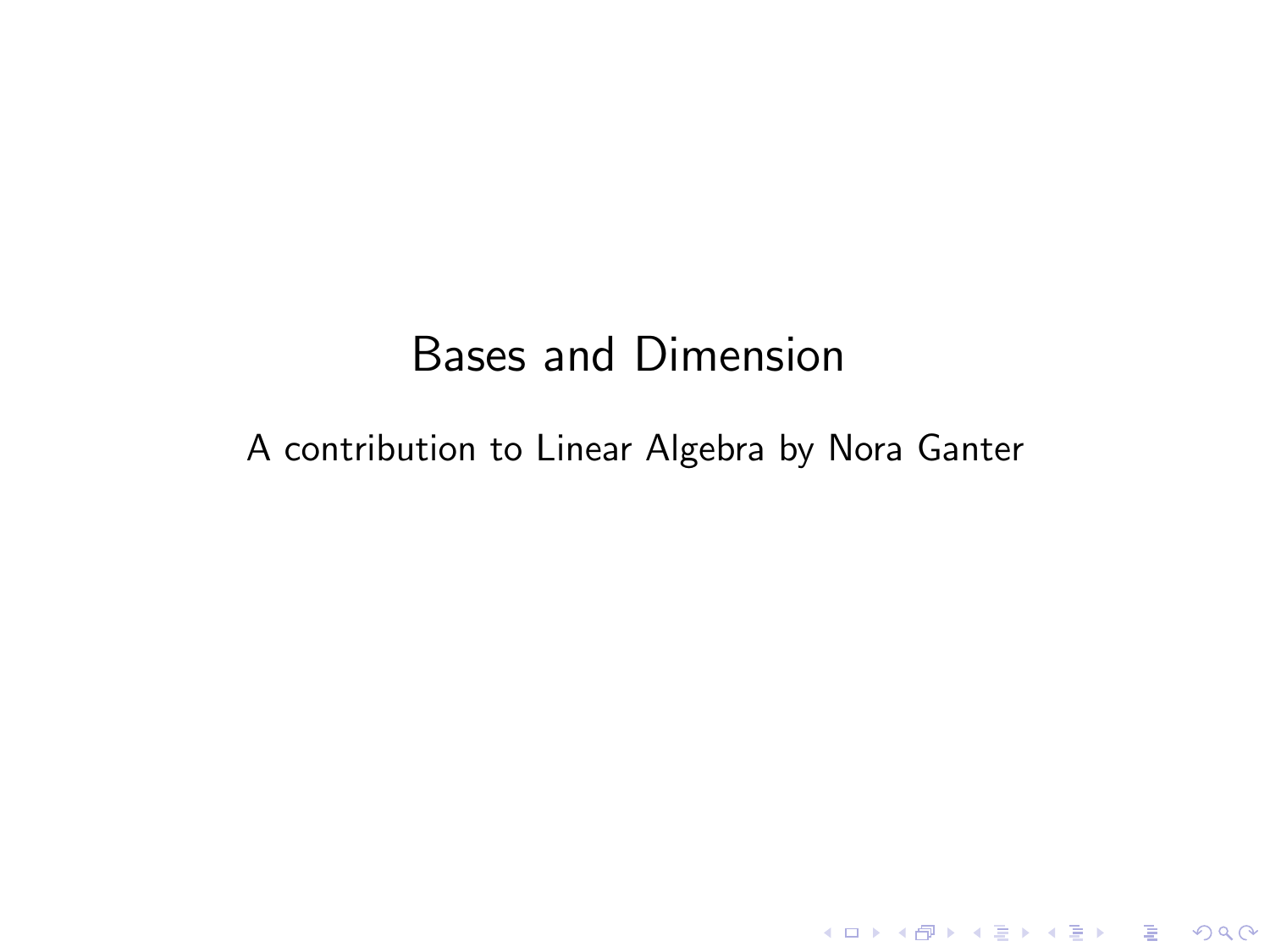# Bases and Dimension

A contribution to Linear Algebra by Nora Ganter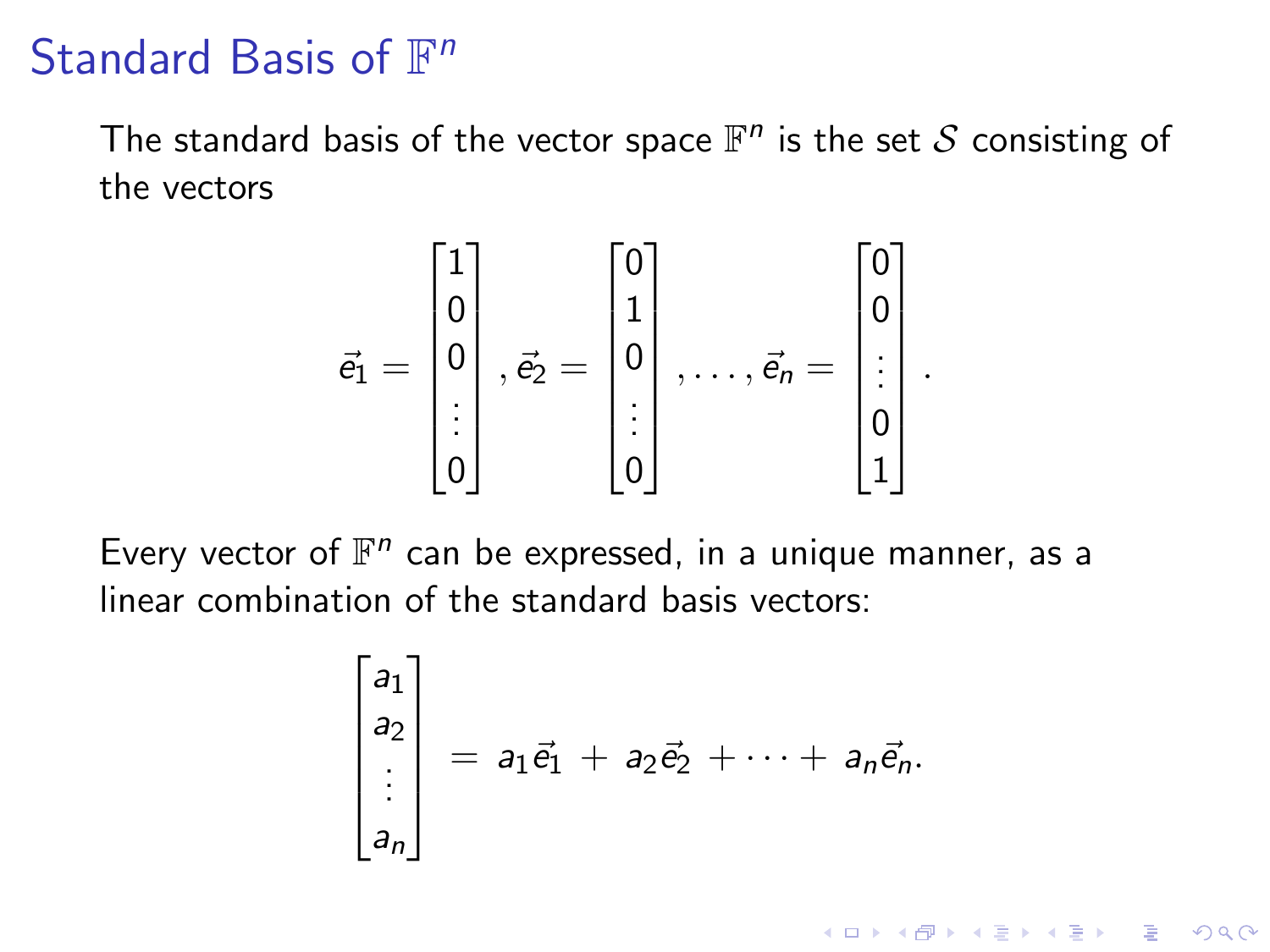# Standard Basis of $\mathbb{F}^n$

The standard basis of the vector space $\mathbb{F}^n$ is the set $\mathcal{S}$ consisting of the vectors

$$\vec{e_1} = \begin{bmatrix} 1 \\ 0 \\ 0 \\ \vdots \\ 0 \end{bmatrix}, \vec{e_2} = \begin{bmatrix} 0 \\ 1 \\ 0 \\ \vdots \\ 0 \end{bmatrix}, \ldots, \vec{e_n} = \begin{bmatrix} 0 \\ 0 \\ \vdots \\ 0 \\ 1 \end{bmatrix}.$$

Every vector of $\mathbb{F}^n$ can be expressed, in a unique manner, as a linear combination of the standard basis vectors:

$$\begin{bmatrix} a_1 \\ a_2 \\ \vdots \\ a_n \end{bmatrix} = a_1\vec{e_1} + a_2\vec{e_2} + \cdots + a_n\vec{e_n}.$$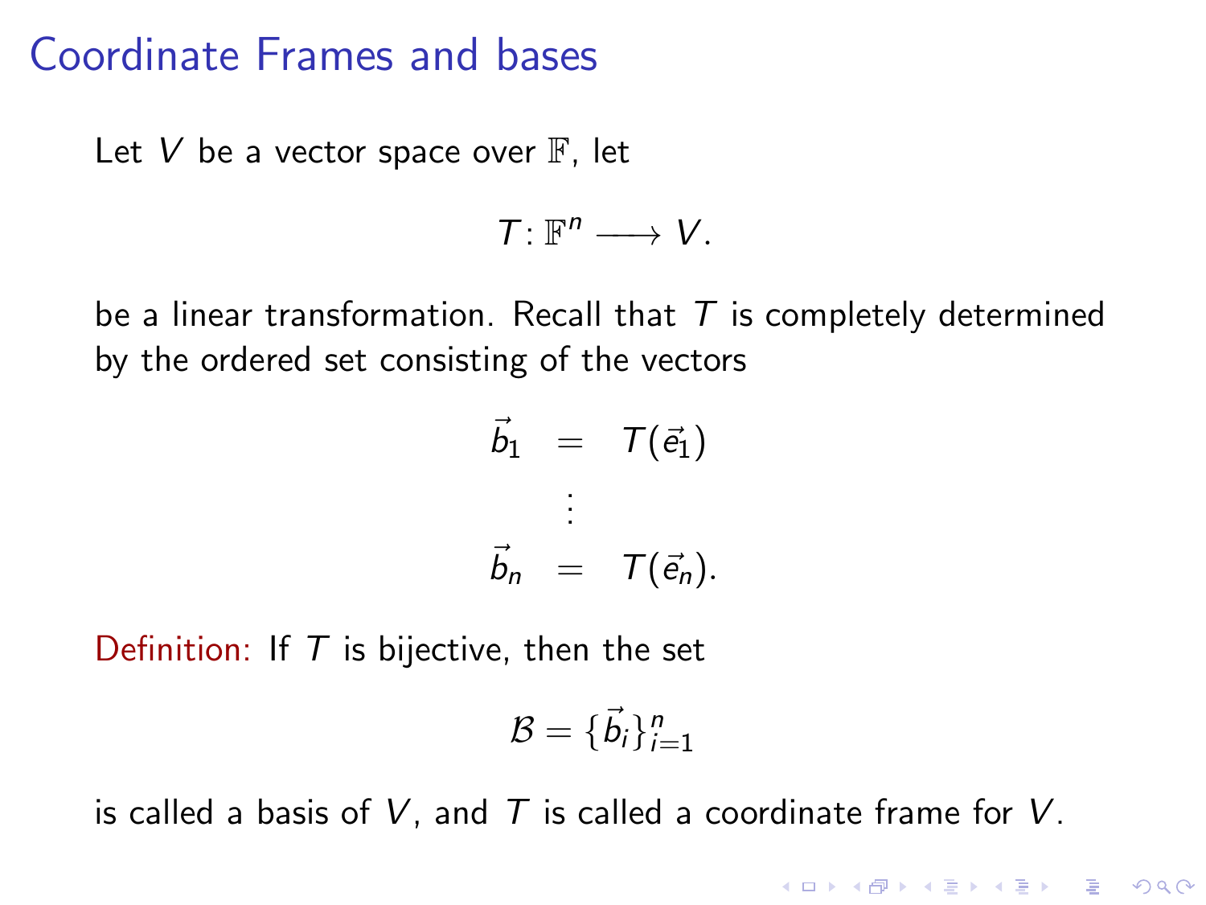# Coordinate Frames and bases

Let $V$ be a vector space over $\mathbb{F}$, let

$$T \colon \mathbb{F}^n \longrightarrow V.$$

be a linear transformation. Recall that $T$ is completely determined by the ordered set consisting of the vectors

$$\begin{aligned} \vec{b}_1 &= T(\vec{e}_1) \\ &\vdots \\ \vec{b}_n &= T(\vec{e}_n). \end{aligned}$$

Definition: If $T$ is bijective, then the set

$$\mathcal{B} = \{\vec{b}_i\}_{i=1}^n$$

is called a basis of $V$, and $T$ is called a coordinate frame for $V$.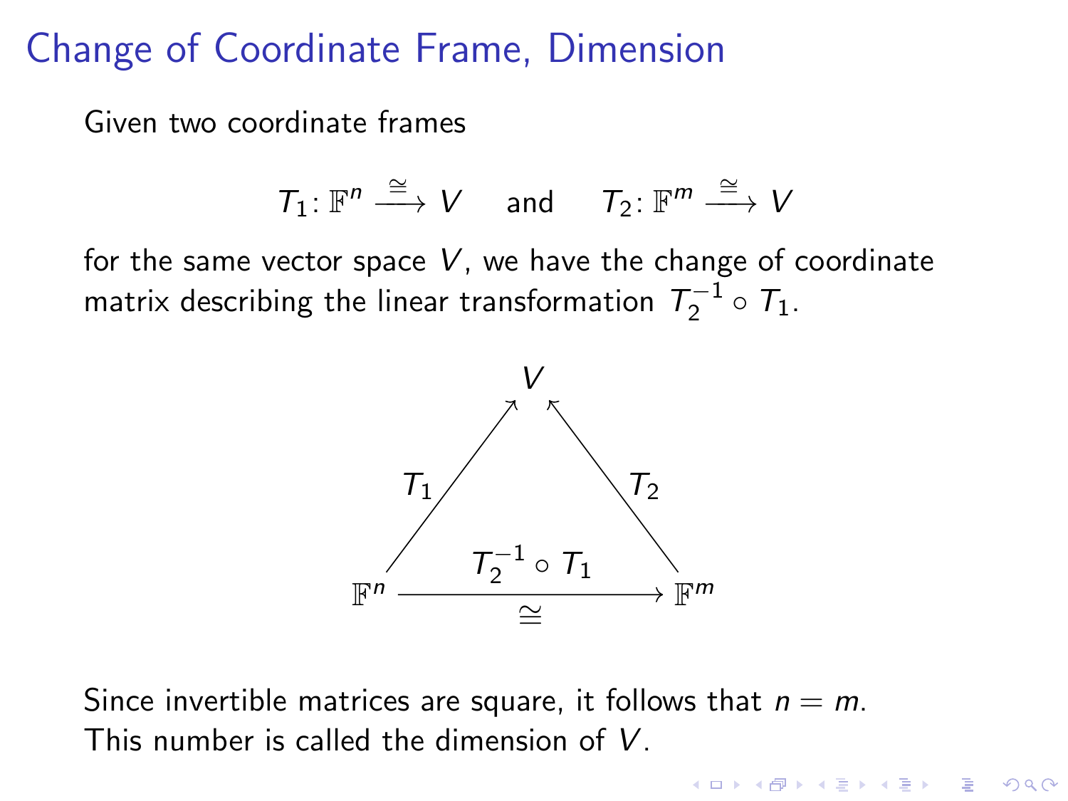# Change of Coordinate Frame, Dimension

Given two coordinate frames

$$T_1 \colon \mathbb{F}^n \xrightarrow{\cong} V \quad \text{and} \quad T_2 \colon \mathbb{F}^m \xrightarrow{\cong} V$$

for the same vector space $V$, we have the change of coordinate matrix describing the linear transformation $T_2^{-1} \circ T_1$.

$$\begin{array}{ccc} & V & \\ {\scriptstyle T_1} \nearrow & & \nwarrow {\scriptstyle T_2} \\ \mathbb{F}^n & \xrightarrow[\cong]{T_2^{-1} \circ T_1} & \mathbb{F}^m \end{array}$$

Since invertible matrices are square, it follows that $n = m$. This number is called the dimension of $V$.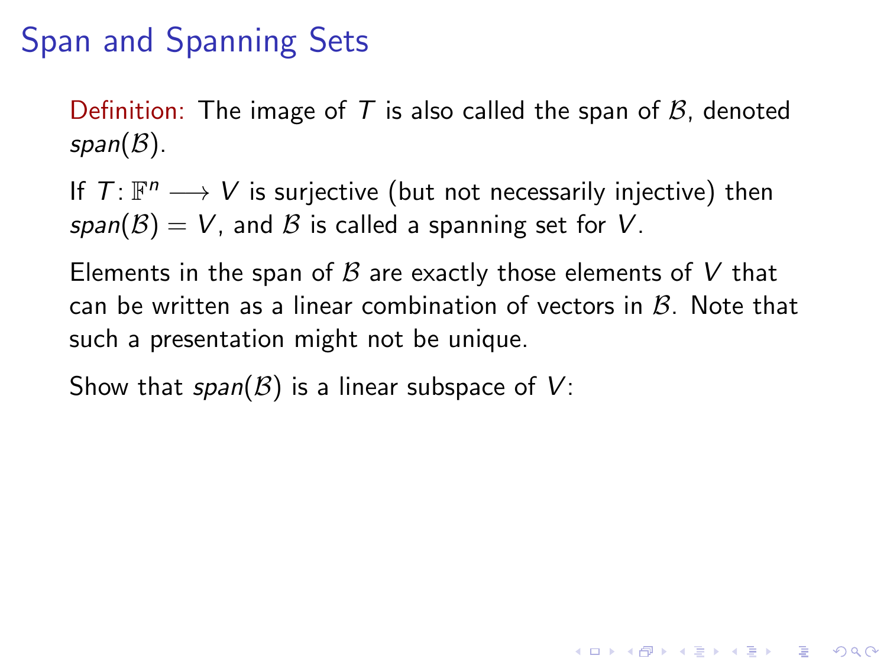# Span and Spanning Sets

Definition: The image of $T$ is also called the span of $\mathcal{B}$, denoted $span(\mathcal{B})$.

If $T\colon \mathbb{F}^n \longrightarrow V$ is surjective (but not necessarily injective) then $span(\mathcal{B}) = V$, and $\mathcal{B}$ is called a spanning set for $V$.

Elements in the span of $\mathcal{B}$ are exactly those elements of $V$ that can be written as a linear combination of vectors in $\mathcal{B}$. Note that such a presentation might not be unique.

Show that $span(\mathcal{B})$ is a linear subspace of $V$: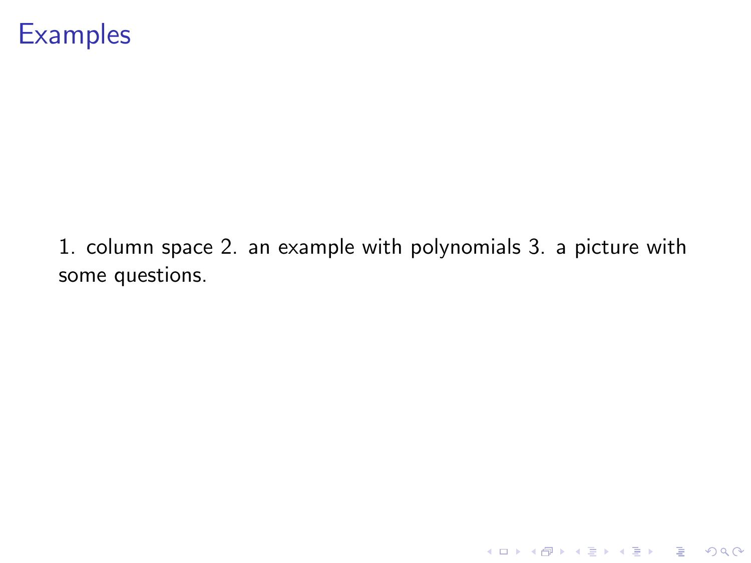# Examples

1. column space 2. an example with polynomials 3. a picture with some questions.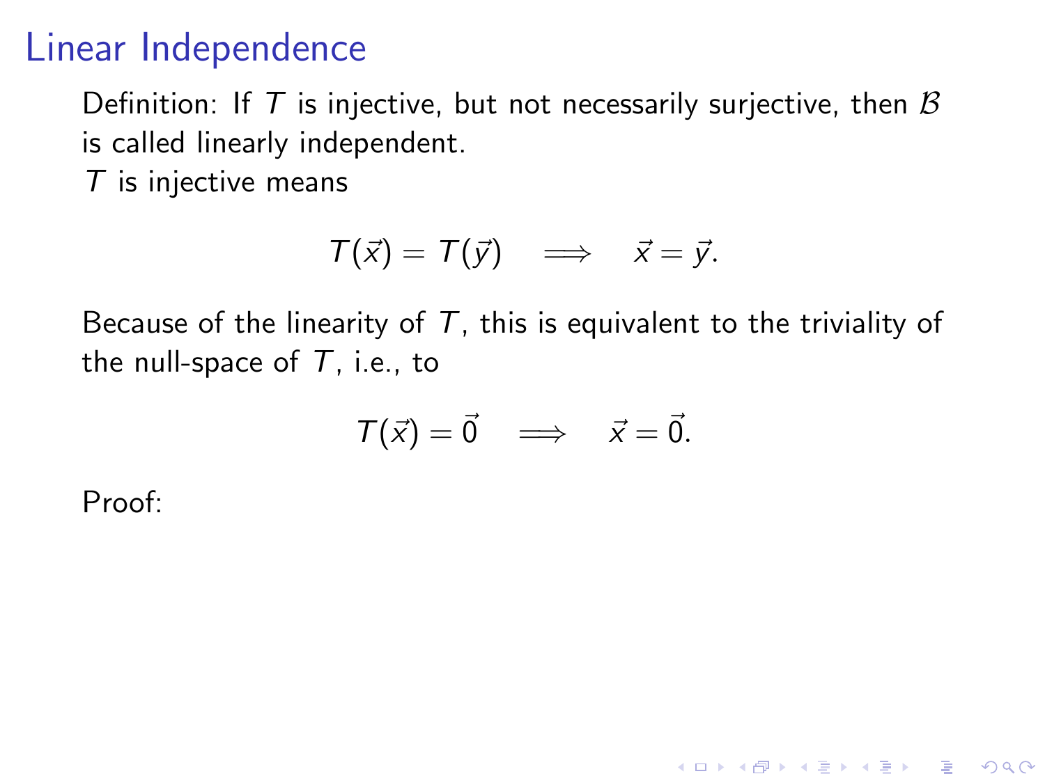# Linear Independence

Definition: If $T$ is injective, but not necessarily surjective, then $\mathcal{B}$ is called linearly independent.

$T$ is injective means

$$T(\vec{x}) = T(\vec{y}) \quad \Longrightarrow \quad \vec{x} = \vec{y}.$$

Because of the linearity of $T$, this is equivalent to the triviality of the null-space of $T$, i.e., to

$$T(\vec{x}) = \vec{0} \quad \Longrightarrow \quad \vec{x} = \vec{0}.$$

Proof: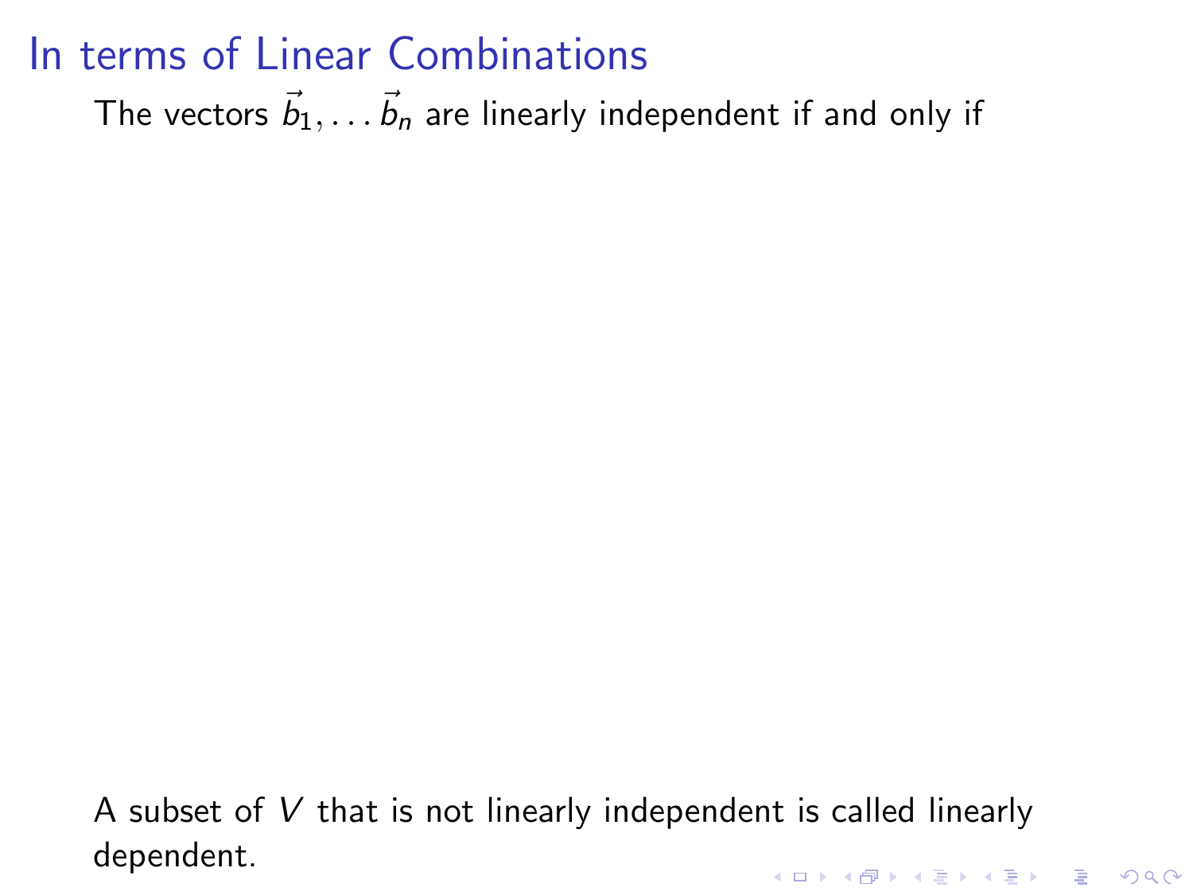# In terms of Linear Combinations

The vectors $\vec{b}_1, \ldots \vec{b}_n$ are linearly independent if and only if

A subset of $V$ that is not linearly independent is called linearly dependent.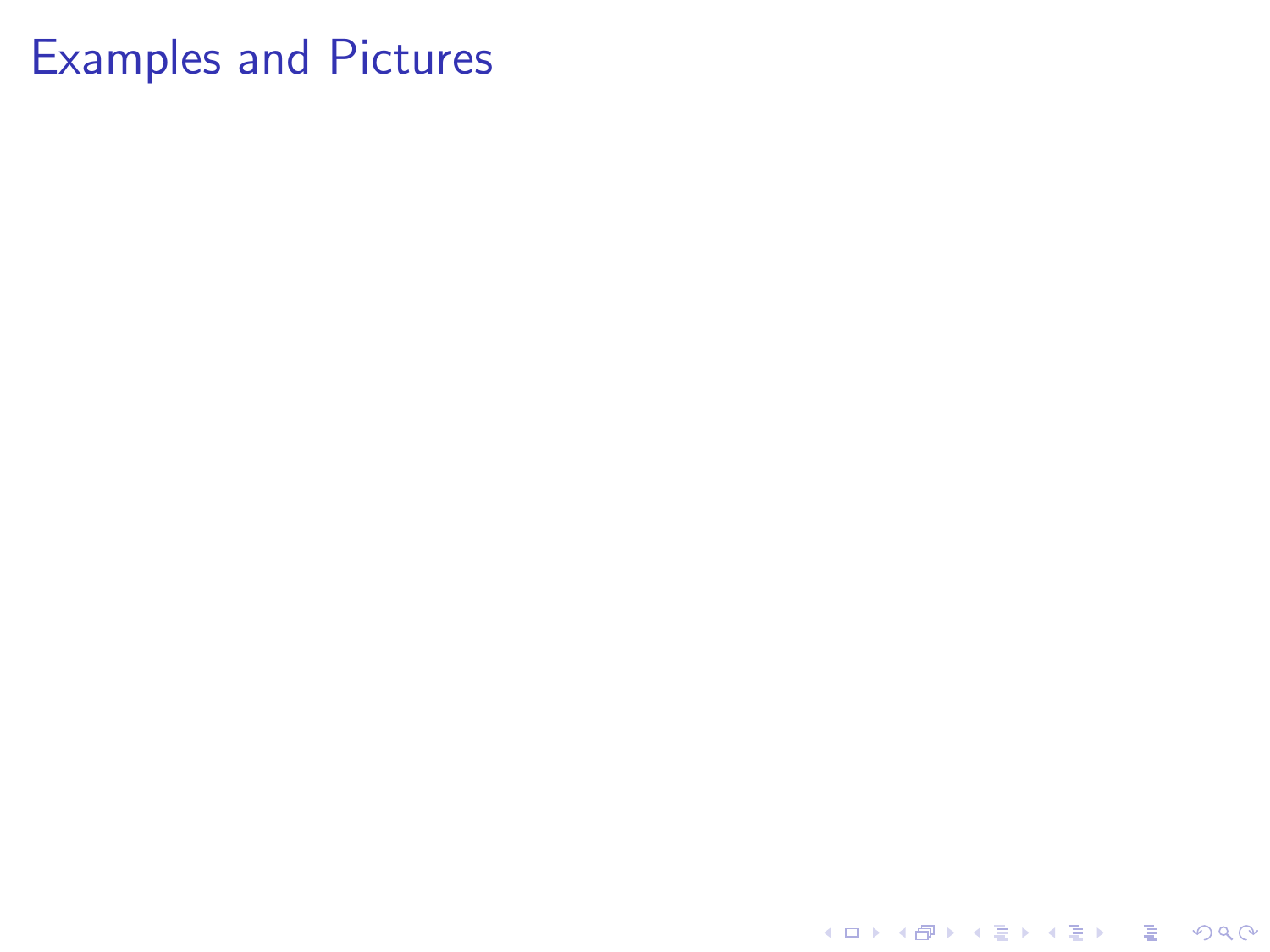# Examples and Pictures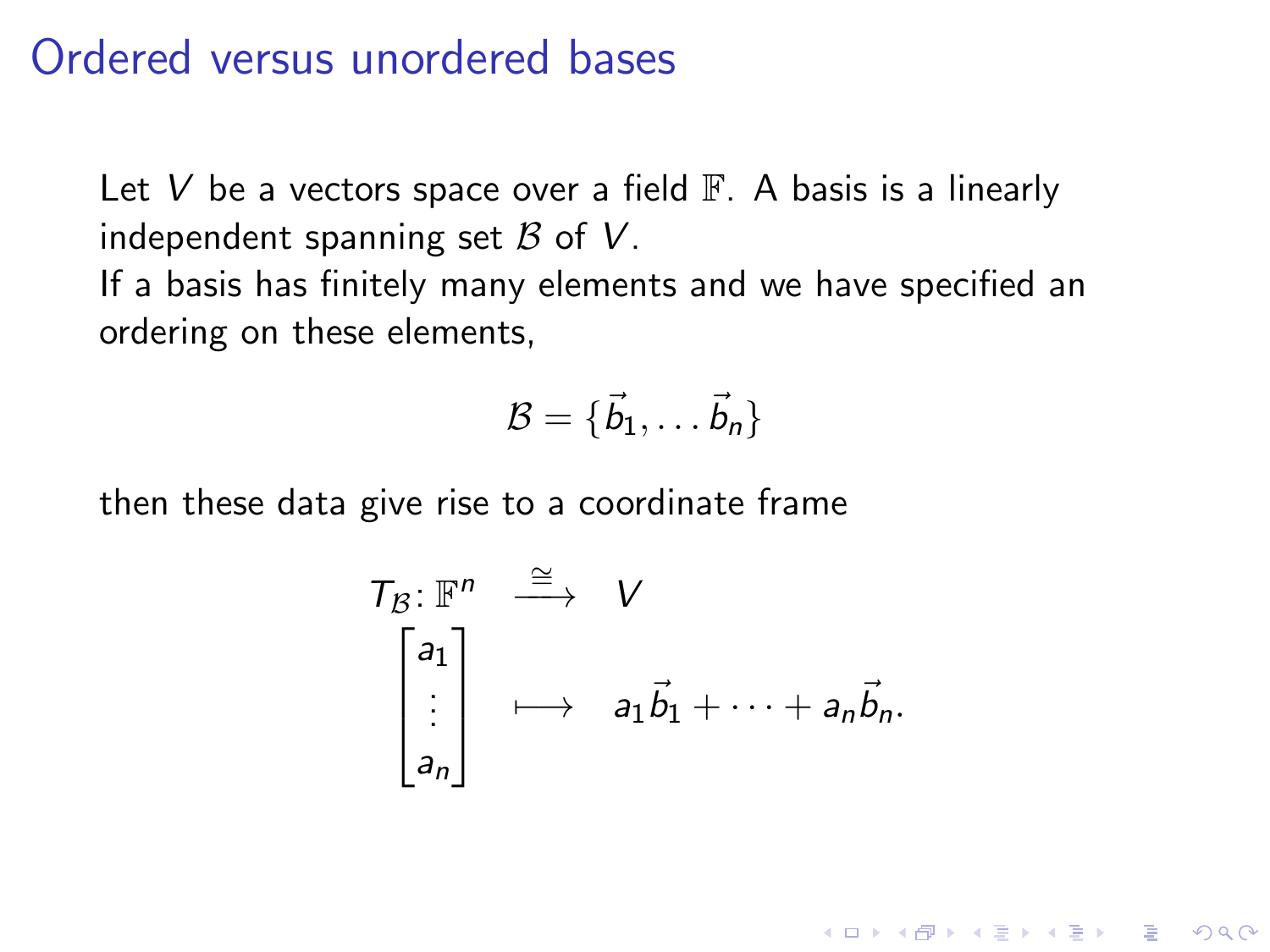# Ordered versus unordered bases

Let $V$ be a vectors space over a field $\mathbb{F}$. A basis is a linearly independent spanning set $\mathcal{B}$ of $V$.

If a basis has finitely many elements and we have specified an ordering on these elements,

$$\mathcal{B} = \{\vec{b}_1, \ldots \vec{b}_n\}$$

then these data give rise to a coordinate frame

$$\begin{array}{rcl} T_{\mathcal{B}} \colon \mathbb{F}^n & \xrightarrow{\cong} & V \\ \begin{bmatrix} a_1 \\ \vdots \\ a_n \end{bmatrix} & \longmapsto & a_1 \vec{b}_1 + \cdots + a_n \vec{b}_n. \end{array}$$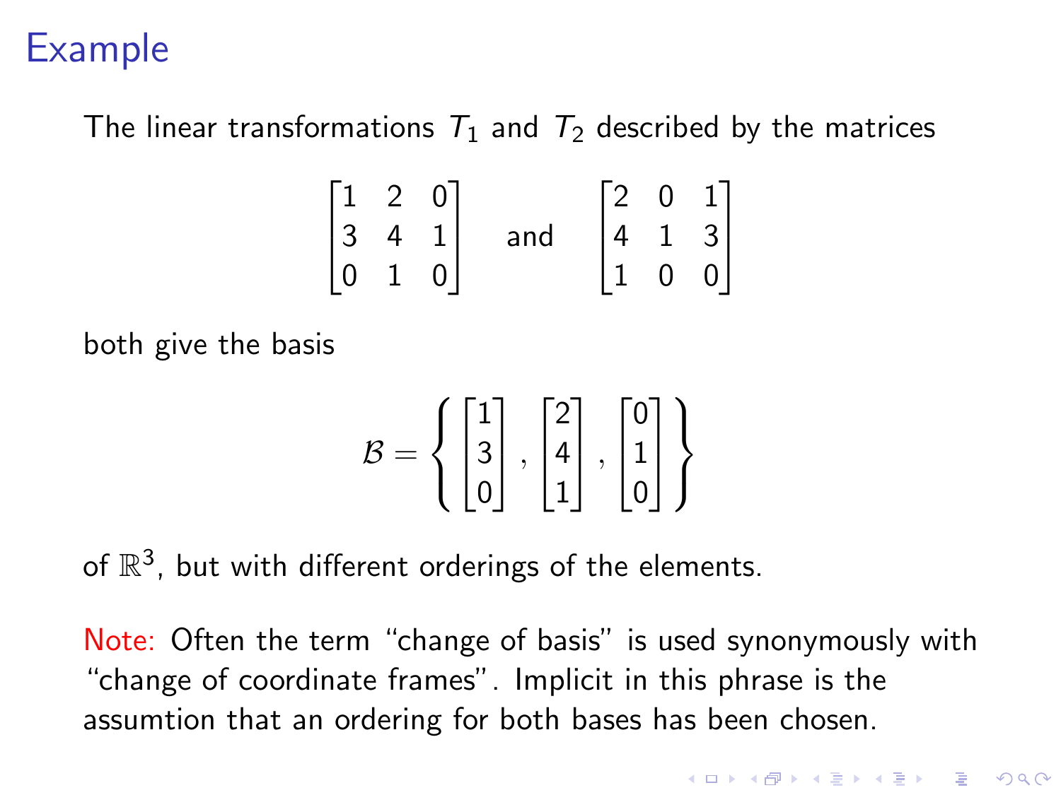# Example

The linear transformations $T_1$ and $T_2$ described by the matrices

$$\begin{bmatrix} 1 & 2 & 0 \\ 3 & 4 & 1 \\ 0 & 1 & 0 \end{bmatrix} \quad \text{and} \quad \begin{bmatrix} 2 & 0 & 1 \\ 4 & 1 & 3 \\ 1 & 0 & 0 \end{bmatrix}$$

both give the basis

$$\mathcal{B} = \left\{ \begin{bmatrix} 1 \\ 3 \\ 0 \end{bmatrix}, \begin{bmatrix} 2 \\ 4 \\ 1 \end{bmatrix}, \begin{bmatrix} 0 \\ 1 \\ 0 \end{bmatrix} \right\}$$

of $\mathbb{R}^3$, but with different orderings of the elements.

Note: Often the term "change of basis" is used synonymously with "change of coordinate frames". Implicit in this phrase is the assumtion that an ordering for both bases has been chosen.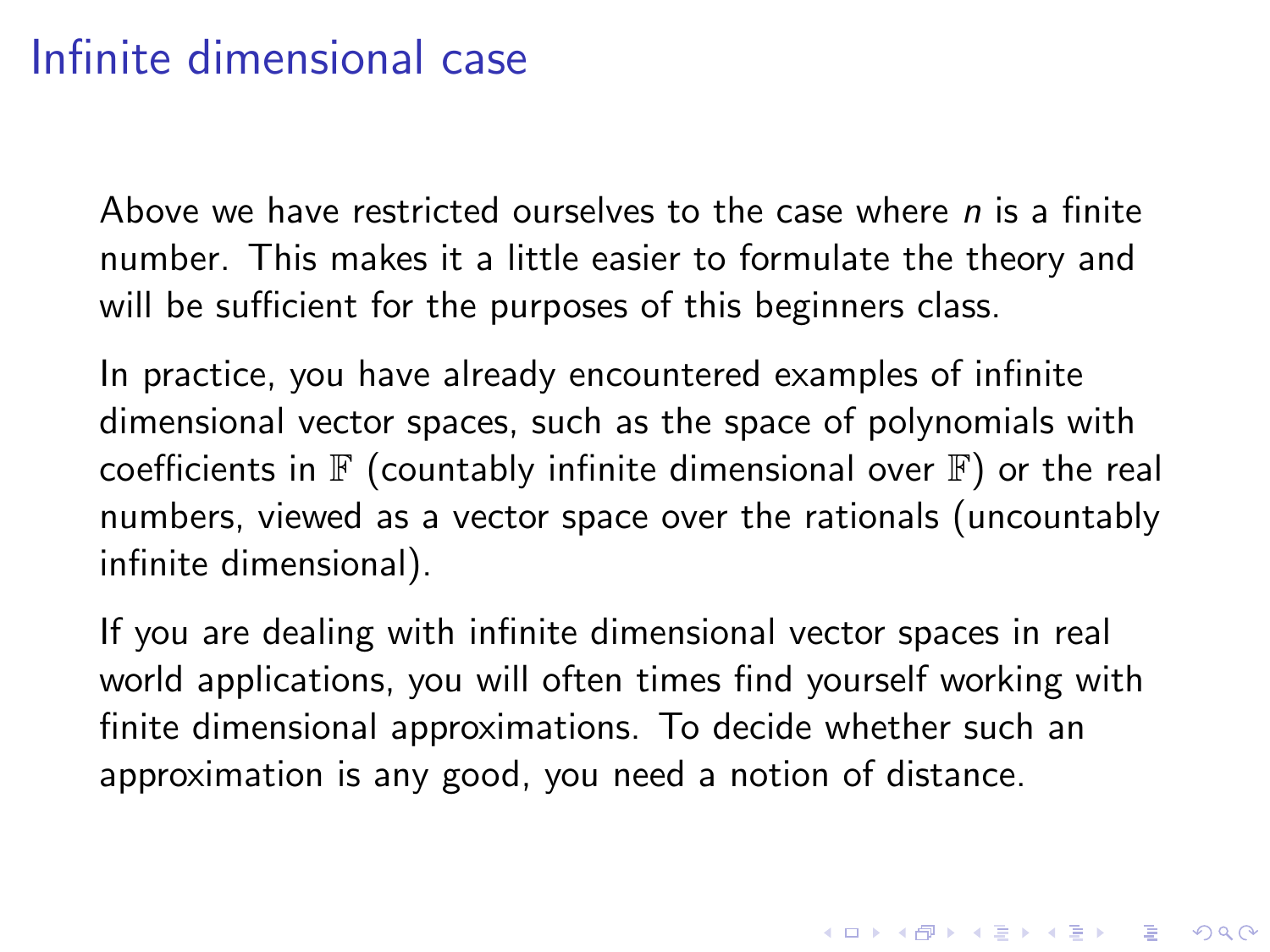# Infinite dimensional case

Above we have restricted ourselves to the case where $n$ is a finite number. This makes it a little easier to formulate the theory and will be sufficient for the purposes of this beginners class.

In practice, you have already encountered examples of infinite dimensional vector spaces, such as the space of polynomials with coefficients in $\mathbb{F}$ (countably infinite dimensional over $\mathbb{F}$) or the real numbers, viewed as a vector space over the rationals (uncountably infinite dimensional).

If you are dealing with infinite dimensional vector spaces in real world applications, you will often times find yourself working with finite dimensional approximations. To decide whether such an approximation is any good, you need a notion of distance.